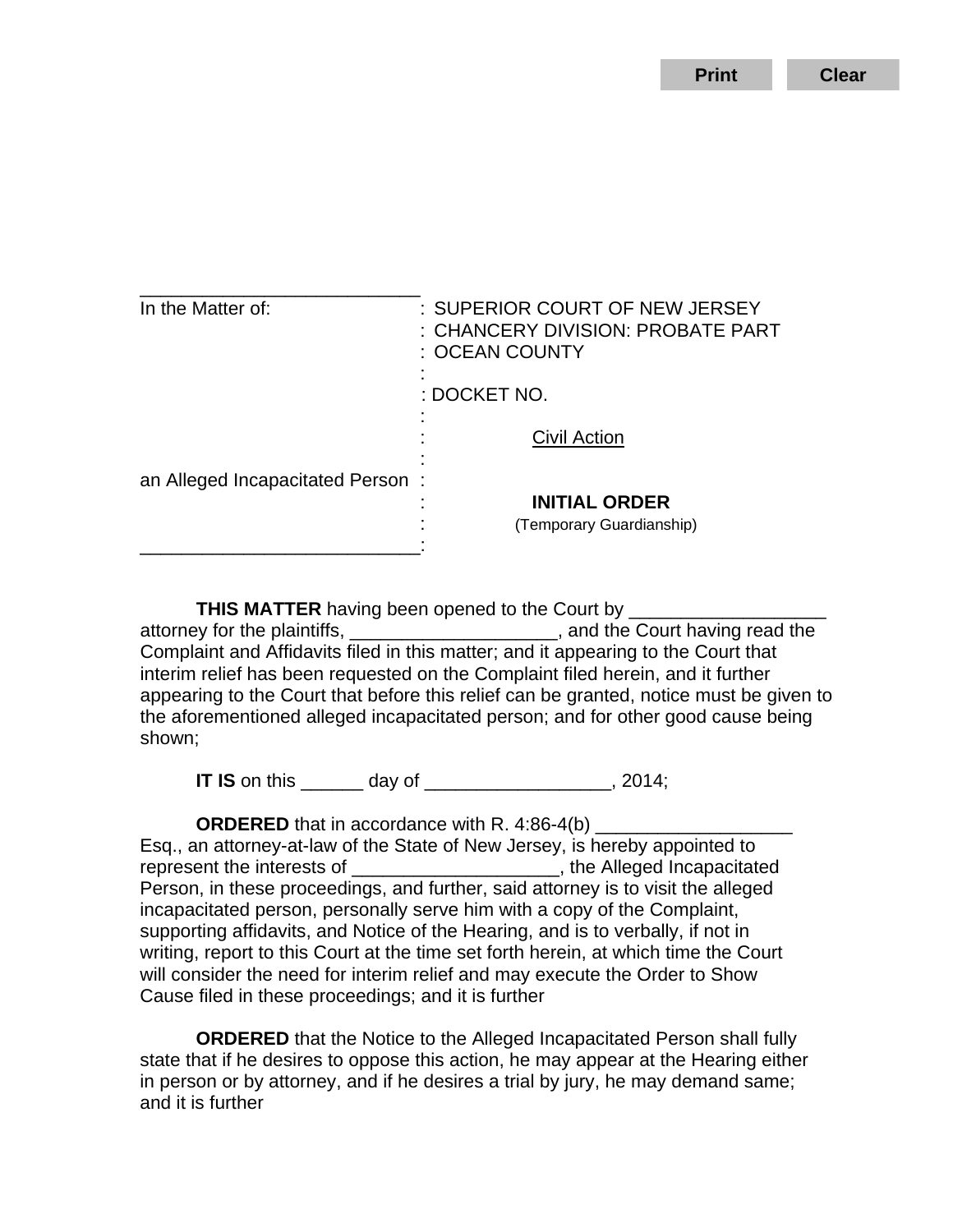___________________________

| In the Matter of: | : SUPERIOR COURT OF NEW JERSEY |
|---|---|
| | : CHANCERY DIVISION: PROBATE PART |
| | : OCEAN COUNTY |
| | : |
| | : DOCKET NO. |
| | : |
| | : Civil Action |
| | : |
| an Alleged Incapacitated Person | : |
| | : **INITIAL ORDER** |
| | : (Temporary Guardianship) |
| ___________________________ | : |

**THIS MATTER** having been opened to the Court by ___________________ attorney for the plaintiffs, ____________________, and the Court having read the Complaint and Affidavits filed in this matter; and it appearing to the Court that interim relief has been requested on the Complaint filed herein, and it further appearing to the Court that before this relief can be granted, notice must be given to the aforementioned alleged incapacitated person; and for other good cause being shown;

**IT IS** on this ______ day of __________________, 2014;

**ORDERED** that in accordance with R. 4:86-4(b) ___________________ Esq., an attorney-at-law of the State of New Jersey, is hereby appointed to represent the interests of ____________________, the Alleged Incapacitated Person, in these proceedings, and further, said attorney is to visit the alleged incapacitated person, personally serve him with a copy of the Complaint, supporting affidavits, and Notice of the Hearing, and is to verbally, if not in writing, report to this Court at the time set forth herein, at which time the Court will consider the need for interim relief and may execute the Order to Show Cause filed in these proceedings; and it is further

**ORDERED** that the Notice to the Alleged Incapacitated Person shall fully state that if he desires to oppose this action, he may appear at the Hearing either in person or by attorney, and if he desires a trial by jury, he may demand same; and it is further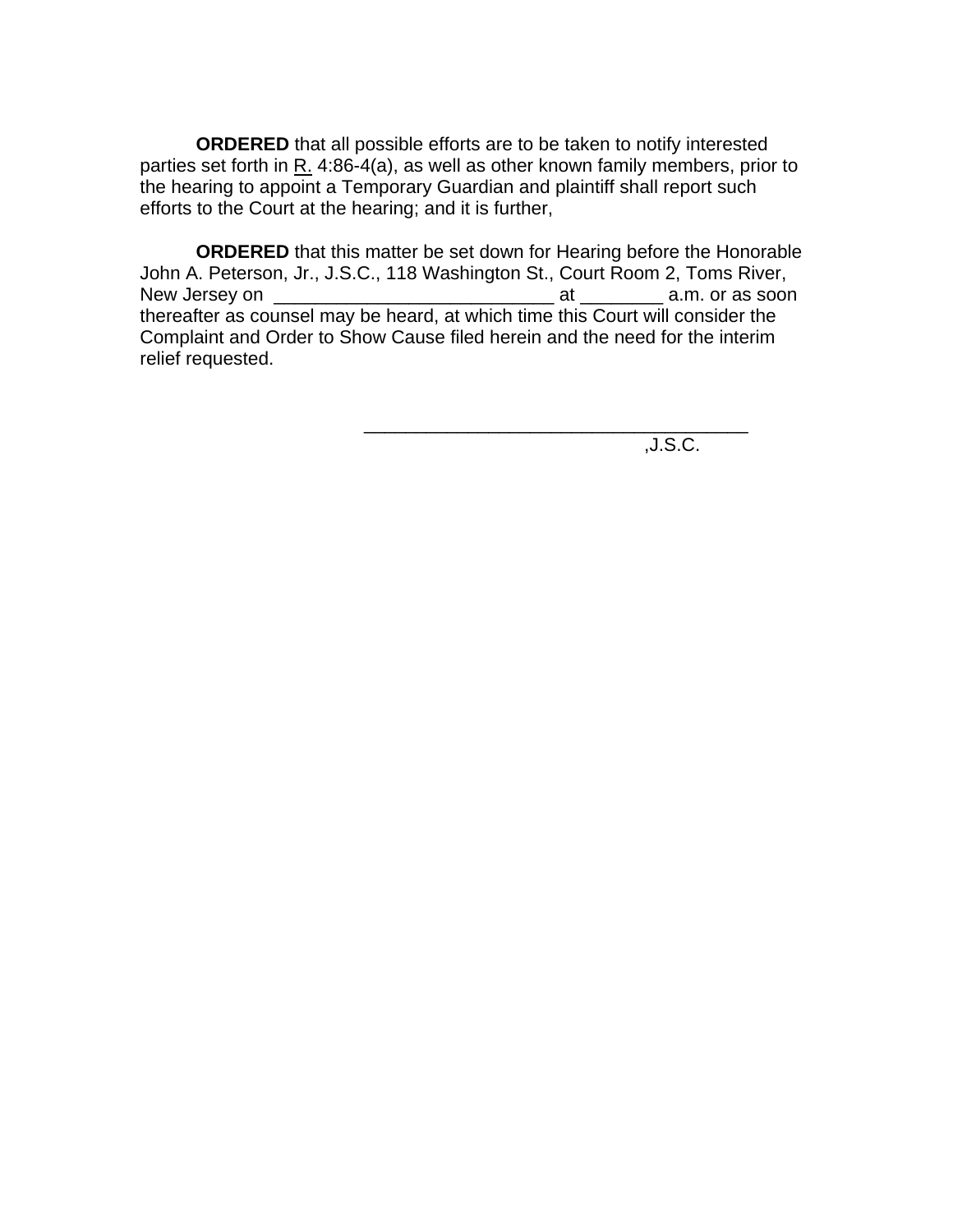**ORDERED** that all possible efforts are to be taken to notify interested parties set forth in R. 4:86-4(a), as well as other known family members, prior to the hearing to appoint a Temporary Guardian and plaintiff shall report such efforts to the Court at the hearing; and it is further,

**ORDERED** that this matter be set down for Hearing before the Honorable John A. Peterson, Jr., J.S.C., 118 Washington St., Court Room 2, Toms River, New Jersey on ___________________________ at ________ a.m. or as soon thereafter as counsel may be heard, at which time this Court will consider the Complaint and Order to Show Cause filed herein and the need for the interim relief requested.

_____________________________________
,J.S.C.